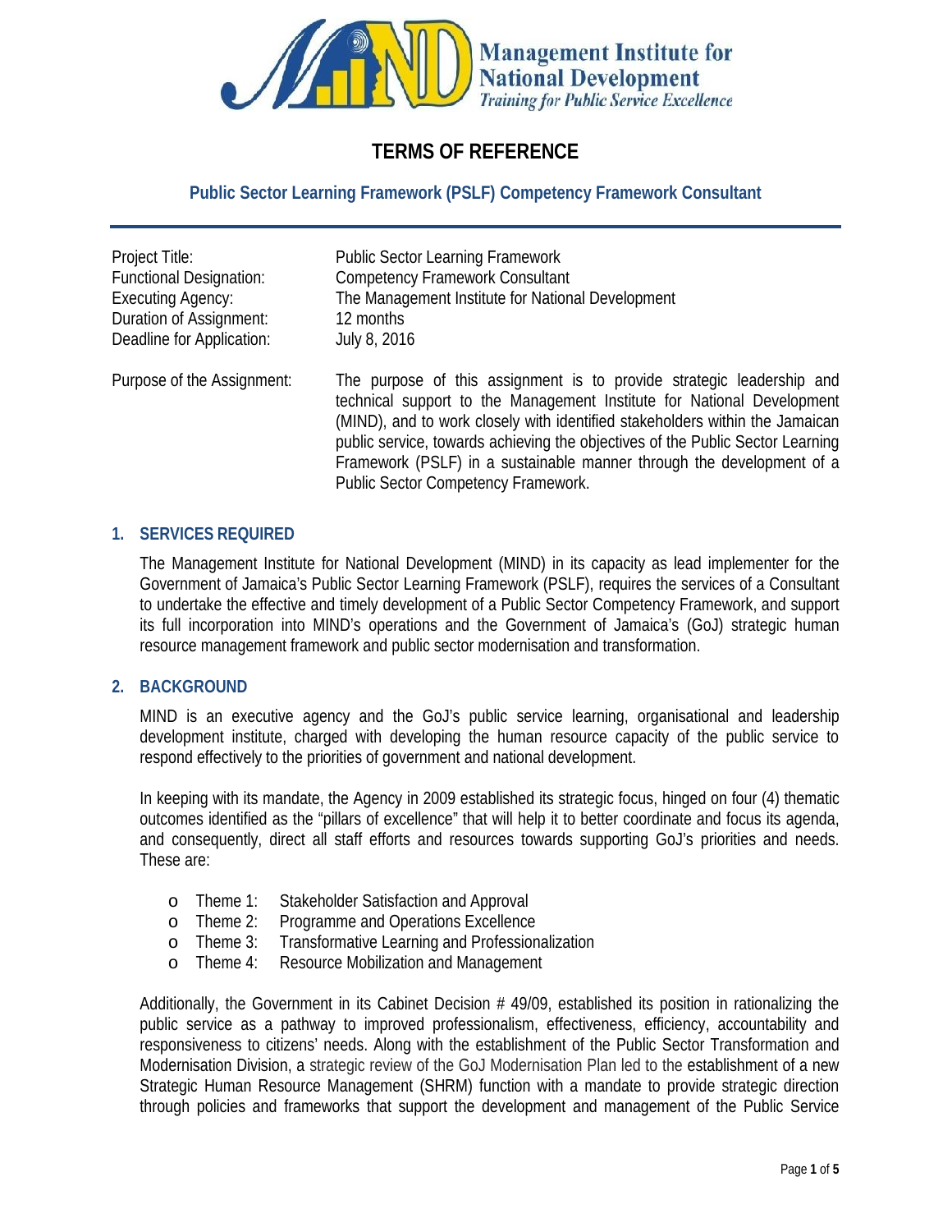Management Institute for National Development
*Training for Public Service Excellence*

# TERMS OF REFERENCE

## Public Sector Learning Framework (PSLF) Competency Framework Consultant

| | |
|---|---|
| Project Title: | Public Sector Learning Framework |
| Functional Designation: | Competency Framework Consultant |
| Executing Agency: | The Management Institute for National Development |
| Duration of Assignment: | 12 months |
| Deadline for Application: | July 8, 2016 |
| Purpose of the Assignment: | The purpose of this assignment is to provide strategic leadership and technical support to the Management Institute for National Development (MIND), and to work closely with identified stakeholders within the Jamaican public service, towards achieving the objectives of the Public Sector Learning Framework (PSLF) in a sustainable manner through the development of a Public Sector Competency Framework. |

### 1. SERVICES REQUIRED

The Management Institute for National Development (MIND) in its capacity as lead implementer for the Government of Jamaica's Public Sector Learning Framework (PSLF), requires the services of a Consultant to undertake the effective and timely development of a Public Sector Competency Framework, and support its full incorporation into MIND's operations and the Government of Jamaica's (GoJ) strategic human resource management framework and public sector modernisation and transformation.

### 2. BACKGROUND

MIND is an executive agency and the GoJ's public service learning, organisational and leadership development institute, charged with developing the human resource capacity of the public service to respond effectively to the priorities of government and national development.

In keeping with its mandate, the Agency in 2009 established its strategic focus, hinged on four (4) thematic outcomes identified as the "pillars of excellence" that will help it to better coordinate and focus its agenda, and consequently, direct all staff efforts and resources towards supporting GoJ's priorities and needs. These are:

- Theme 1: Stakeholder Satisfaction and Approval
- Theme 2: Programme and Operations Excellence
- Theme 3: Transformative Learning and Professionalization
- Theme 4: Resource Mobilization and Management

Additionally, the Government in its Cabinet Decision # 49/09, established its position in rationalizing the public service as a pathway to improved professionalism, effectiveness, efficiency, accountability and responsiveness to citizens' needs. Along with the establishment of the Public Sector Transformation and Modernisation Division, a strategic review of the GoJ Modernisation Plan led to the establishment of a new Strategic Human Resource Management (SHRM) function with a mandate to provide strategic direction through policies and frameworks that support the development and management of the Public Service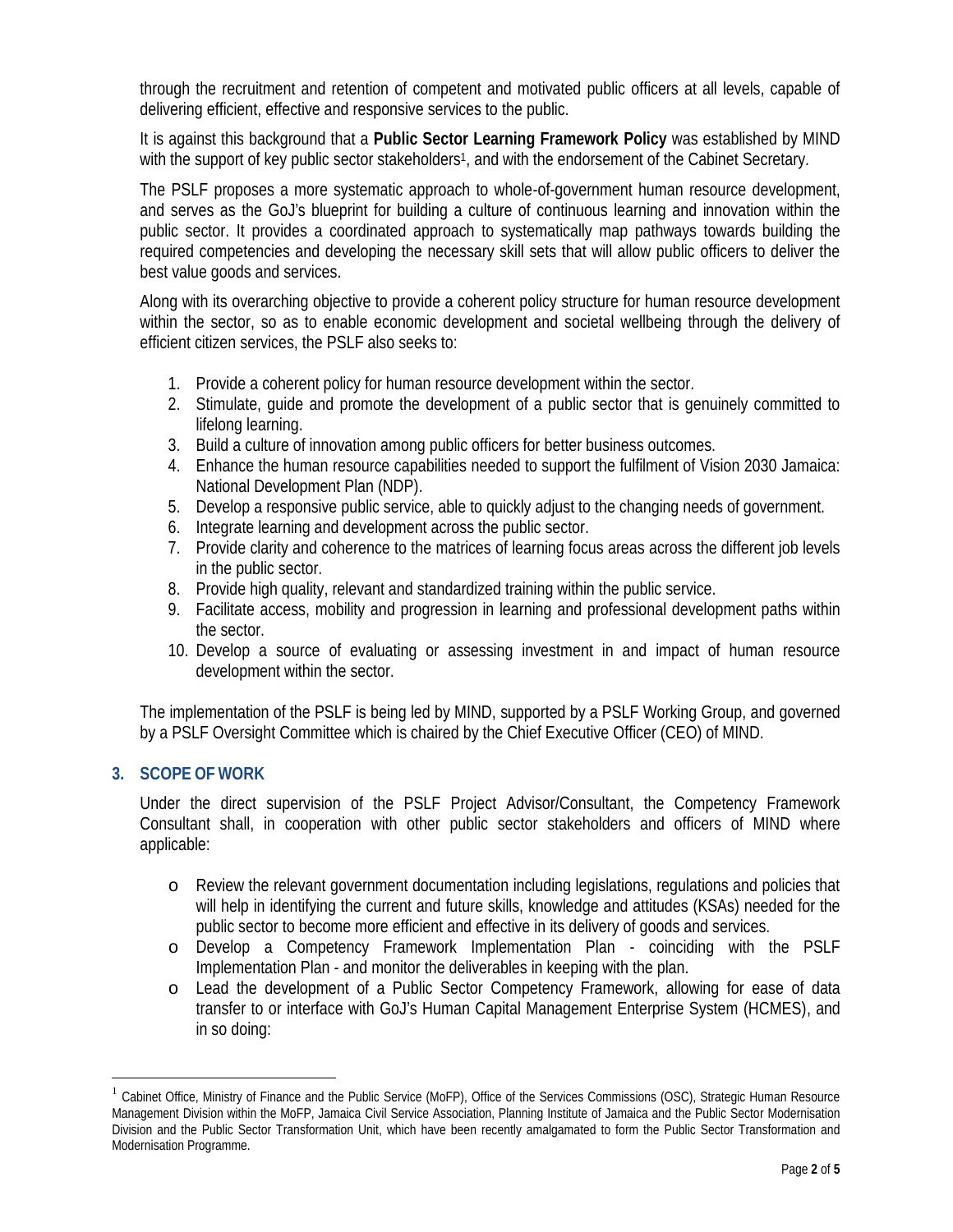through the recruitment and retention of competent and motivated public officers at all levels, capable of delivering efficient, effective and responsive services to the public.

It is against this background that a **Public Sector Learning Framework Policy** was established by MIND with the support of key public sector stakeholders[1], and with the endorsement of the Cabinet Secretary.

The PSLF proposes a more systematic approach to whole-of-government human resource development, and serves as the GoJ's blueprint for building a culture of continuous learning and innovation within the public sector. It provides a coordinated approach to systematically map pathways towards building the required competencies and developing the necessary skill sets that will allow public officers to deliver the best value goods and services.

Along with its overarching objective to provide a coherent policy structure for human resource development within the sector, so as to enable economic development and societal wellbeing through the delivery of efficient citizen services, the PSLF also seeks to:

1. Provide a coherent policy for human resource development within the sector.
2. Stimulate, guide and promote the development of a public sector that is genuinely committed to lifelong learning.
3. Build a culture of innovation among public officers for better business outcomes.
4. Enhance the human resource capabilities needed to support the fulfilment of Vision 2030 Jamaica: National Development Plan (NDP).
5. Develop a responsive public service, able to quickly adjust to the changing needs of government.
6. Integrate learning and development across the public sector.
7. Provide clarity and coherence to the matrices of learning focus areas across the different job levels in the public sector.
8. Provide high quality, relevant and standardized training within the public service.
9. Facilitate access, mobility and progression in learning and professional development paths within the sector.
10. Develop a source of evaluating or assessing investment in and impact of human resource development within the sector.

The implementation of the PSLF is being led by MIND, supported by a PSLF Working Group, and governed by a PSLF Oversight Committee which is chaired by the Chief Executive Officer (CEO) of MIND.

## 3. SCOPE OF WORK

Under the direct supervision of the PSLF Project Advisor/Consultant, the Competency Framework Consultant shall, in cooperation with other public sector stakeholders and officers of MIND where applicable:

- Review the relevant government documentation including legislations, regulations and policies that will help in identifying the current and future skills, knowledge and attitudes (KSAs) needed for the public sector to become more efficient and effective in its delivery of goods and services.
- Develop a Competency Framework Implementation Plan - coinciding with the PSLF Implementation Plan - and monitor the deliverables in keeping with the plan.
- Lead the development of a Public Sector Competency Framework, allowing for ease of data transfer to or interface with GoJ's Human Capital Management Enterprise System (HCMES), and in so doing:

---

[1] Cabinet Office, Ministry of Finance and the Public Service (MoFP), Office of the Services Commissions (OSC), Strategic Human Resource Management Division within the MoFP, Jamaica Civil Service Association, Planning Institute of Jamaica and the Public Sector Modernisation Division and the Public Sector Transformation Unit, which have been recently amalgamated to form the Public Sector Transformation and Modernisation Programme.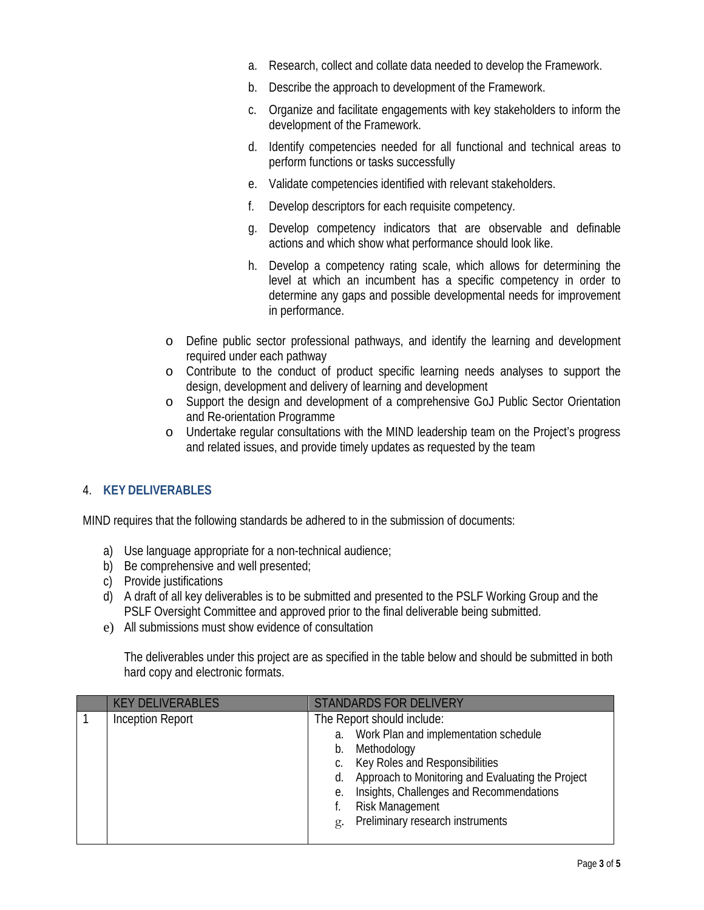a. Research, collect and collate data needed to develop the Framework.

b. Describe the approach to development of the Framework.

c. Organize and facilitate engagements with key stakeholders to inform the development of the Framework.

d. Identify competencies needed for all functional and technical areas to perform functions or tasks successfully

e. Validate competencies identified with relevant stakeholders.

f. Develop descriptors for each requisite competency.

g. Develop competency indicators that are observable and definable actions and which show what performance should look like.

h. Develop a competency rating scale, which allows for determining the level at which an incumbent has a specific competency in order to determine any gaps and possible developmental needs for improvement in performance.

- Define public sector professional pathways, and identify the learning and development required under each pathway
- Contribute to the conduct of product specific learning needs analyses to support the design, development and delivery of learning and development
- Support the design and development of a comprehensive GoJ Public Sector Orientation and Re-orientation Programme
- Undertake regular consultations with the MIND leadership team on the Project's progress and related issues, and provide timely updates as requested by the team

## 4. KEY DELIVERABLES

MIND requires that the following standards be adhered to in the submission of documents:

a) Use language appropriate for a non-technical audience;
b) Be comprehensive and well presented;
c) Provide justifications
d) A draft of all key deliverables is to be submitted and presented to the PSLF Working Group and the PSLF Oversight Committee and approved prior to the final deliverable being submitted.
e) All submissions must show evidence of consultation

The deliverables under this project are as specified in the table below and should be submitted in both hard copy and electronic formats.

| | KEY DELIVERABLES | STANDARDS FOR DELIVERY |
|---|---|---|
| 1 | Inception Report | The Report should include:<br>a. Work Plan and implementation schedule<br>b. Methodology<br>c. Key Roles and Responsibilities<br>d. Approach to Monitoring and Evaluating the Project<br>e. Insights, Challenges and Recommendations<br>f. Risk Management<br>g. Preliminary research instruments |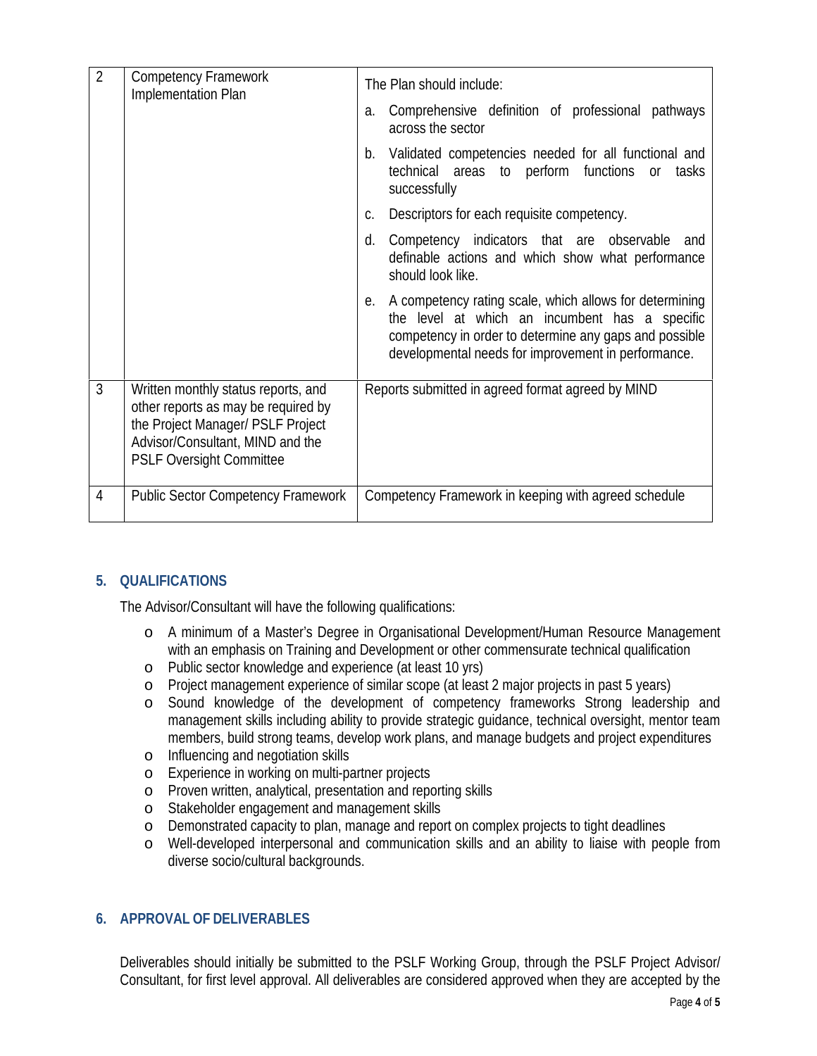| 2 | Competency Framework Implementation Plan | The Plan should include:<br>a. Comprehensive definition of professional pathways across the sector<br>b. Validated competencies needed for all functional and technical areas to perform functions or tasks successfully<br>c. Descriptors for each requisite competency.<br>d. Competency indicators that are observable and definable actions and which show what performance should look like.<br>e. A competency rating scale, which allows for determining the level at which an incumbent has a specific competency in order to determine any gaps and possible developmental needs for improvement in performance. |
|---|---|---|
| 3 | Written monthly status reports, and other reports as may be required by the Project Manager/ PSLF Project Advisor/Consultant, MIND and the PSLF Oversight Committee | Reports submitted in agreed format agreed by MIND |
| 4 | Public Sector Competency Framework | Competency Framework in keeping with agreed schedule |

## 5. QUALIFICATIONS

The Advisor/Consultant will have the following qualifications:

- A minimum of a Master's Degree in Organisational Development/Human Resource Management with an emphasis on Training and Development or other commensurate technical qualification
- Public sector knowledge and experience (at least 10 yrs)
- Project management experience of similar scope (at least 2 major projects in past 5 years)
- Sound knowledge of the development of competency frameworks Strong leadership and management skills including ability to provide strategic guidance, technical oversight, mentor team members, build strong teams, develop work plans, and manage budgets and project expenditures
- Influencing and negotiation skills
- Experience in working on multi-partner projects
- Proven written, analytical, presentation and reporting skills
- Stakeholder engagement and management skills
- Demonstrated capacity to plan, manage and report on complex projects to tight deadlines
- Well-developed interpersonal and communication skills and an ability to liaise with people from diverse socio/cultural backgrounds.

## 6. APPROVAL OF DELIVERABLES

Deliverables should initially be submitted to the PSLF Working Group, through the PSLF Project Advisor/ Consultant, for first level approval. All deliverables are considered approved when they are accepted by the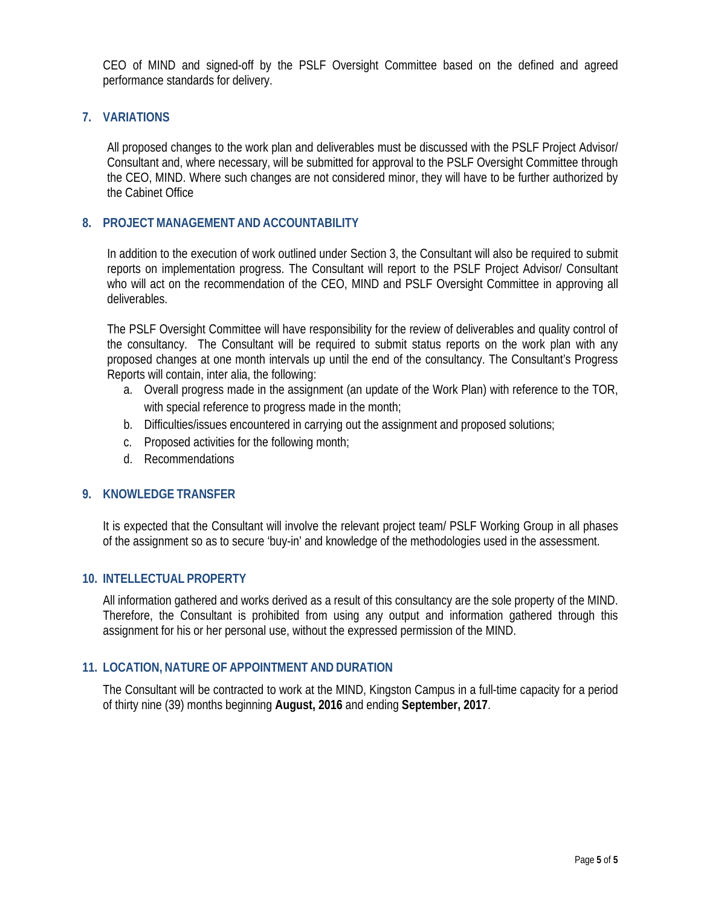CEO of MIND and signed-off by the PSLF Oversight Committee based on the defined and agreed performance standards for delivery.

## 7. VARIATIONS

All proposed changes to the work plan and deliverables must be discussed with the PSLF Project Advisor/ Consultant and, where necessary, will be submitted for approval to the PSLF Oversight Committee through the CEO, MIND. Where such changes are not considered minor, they will have to be further authorized by the Cabinet Office

## 8. PROJECT MANAGEMENT AND ACCOUNTABILITY

In addition to the execution of work outlined under Section 3, the Consultant will also be required to submit reports on implementation progress. The Consultant will report to the PSLF Project Advisor/ Consultant who will act on the recommendation of the CEO, MIND and PSLF Oversight Committee in approving all deliverables.

The PSLF Oversight Committee will have responsibility for the review of deliverables and quality control of the consultancy. The Consultant will be required to submit status reports on the work plan with any proposed changes at one month intervals up until the end of the consultancy. The Consultant's Progress Reports will contain, inter alia, the following:

a. Overall progress made in the assignment (an update of the Work Plan) with reference to the TOR, with special reference to progress made in the month;
b. Difficulties/issues encountered in carrying out the assignment and proposed solutions;
c. Proposed activities for the following month;
d. Recommendations

## 9. KNOWLEDGE TRANSFER

It is expected that the Consultant will involve the relevant project team/ PSLF Working Group in all phases of the assignment so as to secure 'buy-in' and knowledge of the methodologies used in the assessment.

## 10. INTELLECTUAL PROPERTY

All information gathered and works derived as a result of this consultancy are the sole property of the MIND. Therefore, the Consultant is prohibited from using any output and information gathered through this assignment for his or her personal use, without the expressed permission of the MIND.

## 11. LOCATION, NATURE OF APPOINTMENT AND DURATION

The Consultant will be contracted to work at the MIND, Kingston Campus in a full-time capacity for a period of thirty nine (39) months beginning **August, 2016** and ending **September, 2017**.